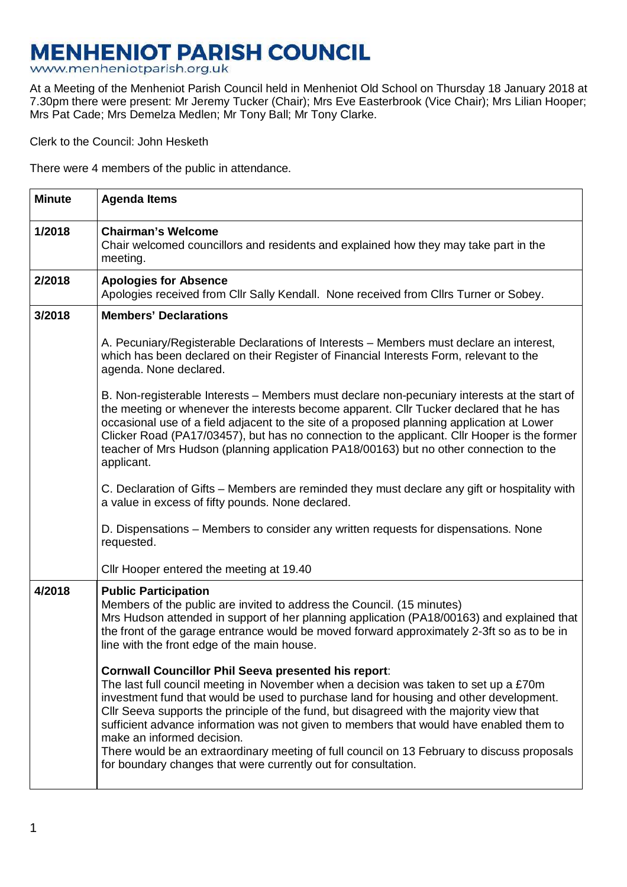# MENHENIOT PARISH COUNCIL

www.menheniotparish.org.uk

At a Meeting of the Menheniot Parish Council held in Menheniot Old School on Thursday 18 January 2018 at 7.30pm there were present: Mr Jeremy Tucker (Chair); Mrs Eve Easterbrook (Vice Chair); Mrs Lilian Hooper; Mrs Pat Cade; Mrs Demelza Medlen; Mr Tony Ball; Mr Tony Clarke.

Clerk to the Council: John Hesketh

There were 4 members of the public in attendance.

| Minute | Agenda Items |
|---|---|
| 1/2018 | **Chairman's Welcome**<br>Chair welcomed councillors and residents and explained how they may take part in the meeting. |
| 2/2018 | **Apologies for Absence**<br>Apologies received from Cllr Sally Kendall. None received from Cllrs Turner or Sobey. |
| 3/2018 | **Members' Declarations**<br><br>A. Pecuniary/Registerable Declarations of Interests – Members must declare an interest, which has been declared on their Register of Financial Interests Form, relevant to the agenda. None declared.<br><br>B. Non-registerable Interests – Members must declare non-pecuniary interests at the start of the meeting or whenever the interests become apparent. Cllr Tucker declared that he has occasional use of a field adjacent to the site of a proposed planning application at Lower Clicker Road (PA17/03457), but has no connection to the applicant. Cllr Hooper is the former teacher of Mrs Hudson (planning application PA18/00163) but no other connection to the applicant.<br><br>C. Declaration of Gifts – Members are reminded they must declare any gift or hospitality with a value in excess of fifty pounds. None declared.<br><br>D. Dispensations – Members to consider any written requests for dispensations. None requested.<br><br>Cllr Hooper entered the meeting at 19.40 |
| 4/2018 | **Public Participation**<br>Members of the public are invited to address the Council. (15 minutes)<br>Mrs Hudson attended in support of her planning application (PA18/00163) and explained that the front of the garage entrance would be moved forward approximately 2-3ft so as to be in line with the front edge of the main house.<br><br>**Cornwall Councillor Phil Seeva presented his report**:<br>The last full council meeting in November when a decision was taken to set up a £70m investment fund that would be used to purchase land for housing and other development. Cllr Seeva supports the principle of the fund, but disagreed with the majority view that sufficient advance information was not given to members that would have enabled them to make an informed decision.<br>There would be an extraordinary meeting of full council on 13 February to discuss proposals for boundary changes that were currently out for consultation. |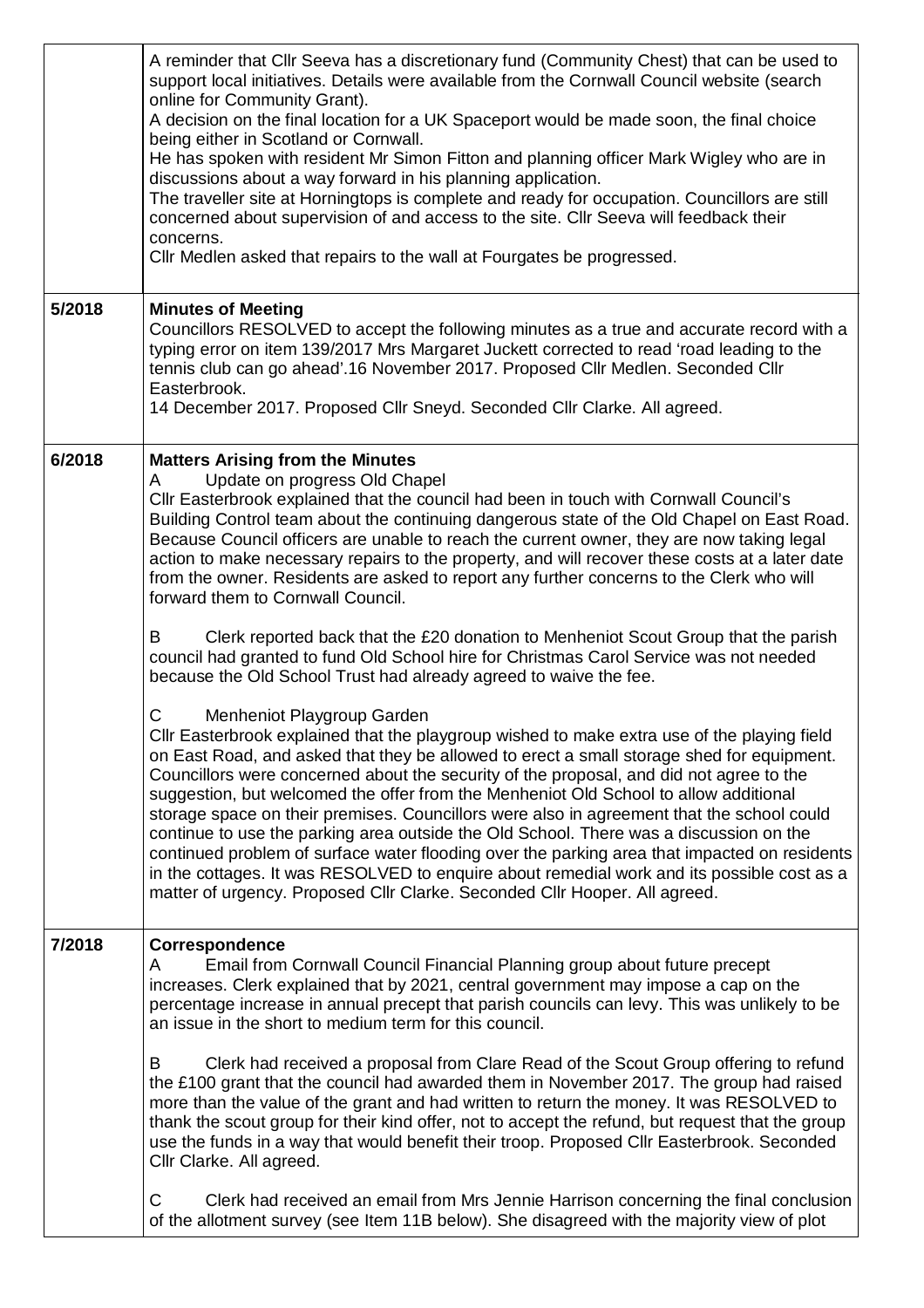| | |
|---|---|
| | A reminder that Cllr Seeva has a discretionary fund (Community Chest) that can be used to support local initiatives. Details were available from the Cornwall Council website (search online for Community Grant).<br>A decision on the final location for a UK Spaceport would be made soon, the final choice being either in Scotland or Cornwall.<br>He has spoken with resident Mr Simon Fitton and planning officer Mark Wigley who are in discussions about a way forward in his planning application.<br>The traveller site at Horningtops is complete and ready for occupation. Councillors are still concerned about supervision of and access to the site. Cllr Seeva will feedback their concerns.<br>Cllr Medlen asked that repairs to the wall at Fourgates be progressed. |
| 5/2018 | **Minutes of Meeting**<br>Councillors RESOLVED to accept the following minutes as a true and accurate record with a typing error on item 139/2017 Mrs Margaret Juckett corrected to read 'road leading to the tennis club can go ahead'.16 November 2017. Proposed Cllr Medlen. Seconded Cllr Easterbrook.<br>14 December 2017. Proposed Cllr Sneyd. Seconded Cllr Clarke. All agreed. |
| 6/2018 | **Matters Arising from the Minutes**<br>A Update on progress Old Chapel<br>Cllr Easterbrook explained that the council had been in touch with Cornwall Council's Building Control team about the continuing dangerous state of the Old Chapel on East Road. Because Council officers are unable to reach the current owner, they are now taking legal action to make necessary repairs to the property, and will recover these costs at a later date from the owner. Residents are asked to report any further concerns to the Clerk who will forward them to Cornwall Council.<br><br>B Clerk reported back that the £20 donation to Menheniot Scout Group that the parish council had granted to fund Old School hire for Christmas Carol Service was not needed because the Old School Trust had already agreed to waive the fee.<br><br>C Menheniot Playgroup Garden<br>Cllr Easterbrook explained that the playgroup wished to make extra use of the playing field on East Road, and asked that they be allowed to erect a small storage shed for equipment. Councillors were concerned about the security of the proposal, and did not agree to the suggestion, but welcomed the offer from the Menheniot Old School to allow additional storage space on their premises. Councillors were also in agreement that the school could continue to use the parking area outside the Old School. There was a discussion on the continued problem of surface water flooding over the parking area that impacted on residents in the cottages. It was RESOLVED to enquire about remedial work and its possible cost as a matter of urgency. Proposed Cllr Clarke. Seconded Cllr Hooper. All agreed. |
| 7/2018 | **Correspondence**<br>A Email from Cornwall Council Financial Planning group about future precept increases. Clerk explained that by 2021, central government may impose a cap on the percentage increase in annual precept that parish councils can levy. This was unlikely to be an issue in the short to medium term for this council.<br><br>B Clerk had received a proposal from Clare Read of the Scout Group offering to refund the £100 grant that the council had awarded them in November 2017. The group had raised more than the value of the grant and had written to return the money. It was RESOLVED to thank the scout group for their kind offer, not to accept the refund, but request that the group use the funds in a way that would benefit their troop. Proposed Cllr Easterbrook. Seconded Cllr Clarke. All agreed.<br><br>C Clerk had received an email from Mrs Jennie Harrison concerning the final conclusion of the allotment survey (see Item 11B below). She disagreed with the majority view of plot |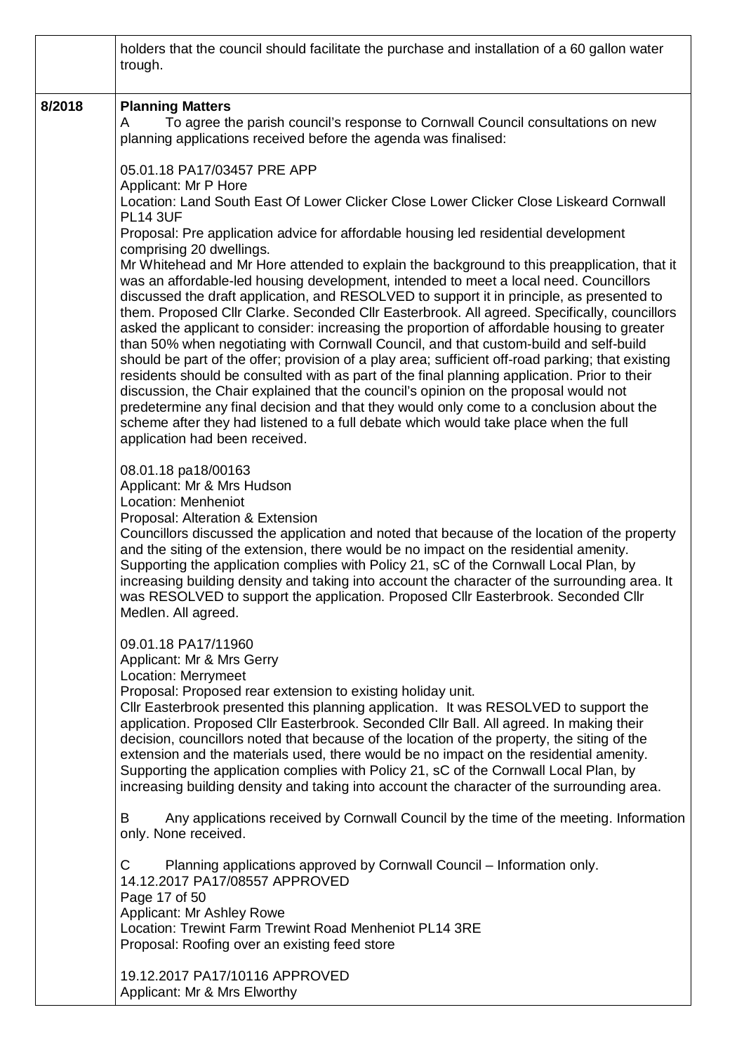| | |
|---|---|
| | holders that the council should facilitate the purchase and installation of a 60 gallon water trough. |
| 8/2018 | **Planning Matters**<br>A To agree the parish council's response to Cornwall Council consultations on new planning applications received before the agenda was finalised:<br><br>05.01.18 PA17/03457 PRE APP<br>Applicant: Mr P Hore<br>Location: Land South East Of Lower Clicker Close Lower Clicker Close Liskeard Cornwall PL14 3UF<br>Proposal: Pre application advice for affordable housing led residential development comprising 20 dwellings.<br>Mr Whitehead and Mr Hore attended to explain the background to this preapplication, that it was an affordable-led housing development, intended to meet a local need. Councillors discussed the draft application, and RESOLVED to support it in principle, as presented to them. Proposed Cllr Clarke. Seconded Cllr Easterbrook. All agreed. Specifically, councillors asked the applicant to consider: increasing the proportion of affordable housing to greater than 50% when negotiating with Cornwall Council, and that custom-build and self-build should be part of the offer; provision of a play area; sufficient off-road parking; that existing residents should be consulted with as part of the final planning application. Prior to their discussion, the Chair explained that the council's opinion on the proposal would not predetermine any final decision and that they would only come to a conclusion about the scheme after they had listened to a full debate which would take place when the full application had been received.<br><br>08.01.18 pa18/00163<br>Applicant: Mr & Mrs Hudson<br>Location: Menheniot<br>Proposal: Alteration & Extension<br>Councillors discussed the application and noted that because of the location of the property and the siting of the extension, there would be no impact on the residential amenity. Supporting the application complies with Policy 21, sC of the Cornwall Local Plan, by increasing building density and taking into account the character of the surrounding area. It was RESOLVED to support the application. Proposed Cllr Easterbrook. Seconded Cllr Medlen. All agreed.<br><br>09.01.18 PA17/11960<br>Applicant: Mr & Mrs Gerry<br>Location: Merrymeet<br>Proposal: Proposed rear extension to existing holiday unit.<br>Cllr Easterbrook presented this planning application. It was RESOLVED to support the application. Proposed Cllr Easterbrook. Seconded Cllr Ball. All agreed. In making their decision, councillors noted that because of the location of the property, the siting of the extension and the materials used, there would be no impact on the residential amenity. Supporting the application complies with Policy 21, sC of the Cornwall Local Plan, by increasing building density and taking into account the character of the surrounding area.<br><br>B Any applications received by Cornwall Council by the time of the meeting. Information only. None received.<br><br>C Planning applications approved by Cornwall Council – Information only.<br>14.12.2017 PA17/08557 APPROVED<br>Page 17 of 50<br>Applicant: Mr Ashley Rowe<br>Location: Trewint Farm Trewint Road Menheniot PL14 3RE<br>Proposal: Roofing over an existing feed store<br><br>19.12.2017 PA17/10116 APPROVED<br>Applicant: Mr & Mrs Elworthy |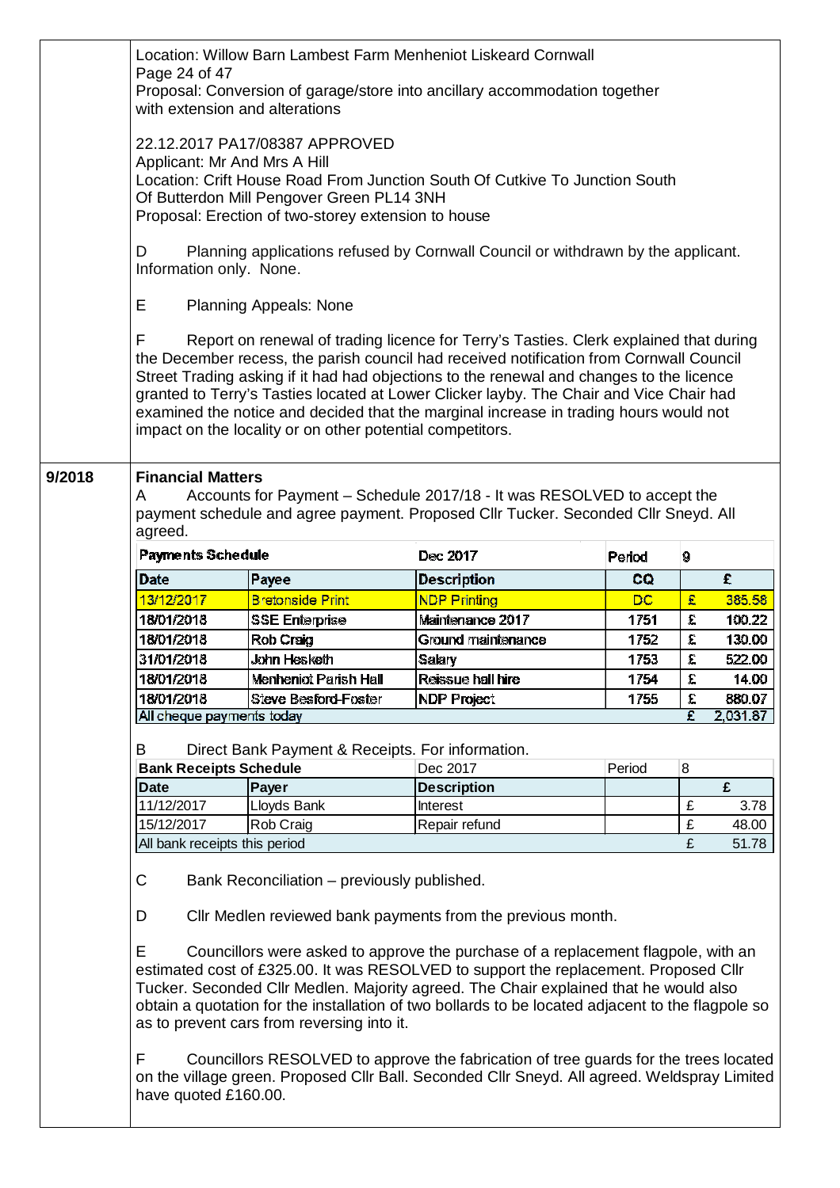Location: Willow Barn Lambest Farm Menheniot Liskeard Cornwall
Page 24 of 47
Proposal: Conversion of garage/store into ancillary accommodation together with extension and alterations

22.12.2017 PA17/08387 APPROVED
Applicant: Mr And Mrs A Hill
Location: Crift House Road From Junction South Of Cutkive To Junction South Of Butterdon Mill Pengover Green PL14 3NH
Proposal: Erection of two-storey extension to house

D Planning applications refused by Cornwall Council or withdrawn by the applicant. Information only. None.

E Planning Appeals: None

F Report on renewal of trading licence for Terry's Tasties. Clerk explained that during the December recess, the parish council had received notification from Cornwall Council Street Trading asking if it had had objections to the renewal and changes to the licence granted to Terry's Tasties located at Lower Clicker layby. The Chair and Vice Chair had examined the notice and decided that the marginal increase in trading hours would not impact on the locality or on other potential competitors.

**9/2018** **Financial Matters**

A Accounts for Payment – Schedule 2017/18 - It was RESOLVED to accept the payment schedule and agree payment. Proposed Cllr Tucker. Seconded Cllr Sneyd. All agreed.

| Payments Schedule | | Dec 2017 | Period | 9 | |
|---|---|---|---|---|---|
| Date | Payee | Description | CQ | | £ |
| 13/12/2017 | Bretonside Print | NDP Printing | DC | £ | 385.58 |
| 18/01/2018 | SSE Enterprise | Maintenance 2017 | 1751 | £ | 100.22 |
| 18/01/2018 | Rob Craig | Ground maintenance | 1752 | £ | 130.00 |
| 31/01/2018 | John Hesketh | Salary | 1753 | £ | 522.00 |
| 18/01/2018 | Menheniot Parish Hall | Reissue hall hire | 1754 | £ | 14.00 |
| 18/01/2018 | Steve Besford-Foster | NDP Project | 1755 | £ | 880.07 |
| All cheque payments today | | | | £ | 2,031.87 |

B Direct Bank Payment & Receipts. For information.

| Bank Receipts Schedule | | Dec 2017 | Period | 8 | |
|---|---|---|---|---|---|
| Date | Payer | Description | | | £ |
| 11/12/2017 | Lloyds Bank | Interest | | £ | 3.78 |
| 15/12/2017 | Rob Craig | Repair refund | | £ | 48.00 |
| All bank receipts this period | | | | £ | 51.78 |

C Bank Reconciliation – previously published.

D Cllr Medlen reviewed bank payments from the previous month.

E Councillors were asked to approve the purchase of a replacement flagpole, with an estimated cost of £325.00. It was RESOLVED to support the replacement. Proposed Cllr Tucker. Seconded Cllr Medlen. Majority agreed. The Chair explained that he would also obtain a quotation for the installation of two bollards to be located adjacent to the flagpole so as to prevent cars from reversing into it.

F Councillors RESOLVED to approve the fabrication of tree guards for the trees located on the village green. Proposed Cllr Ball. Seconded Cllr Sneyd. All agreed. Weldspray Limited have quoted £160.00.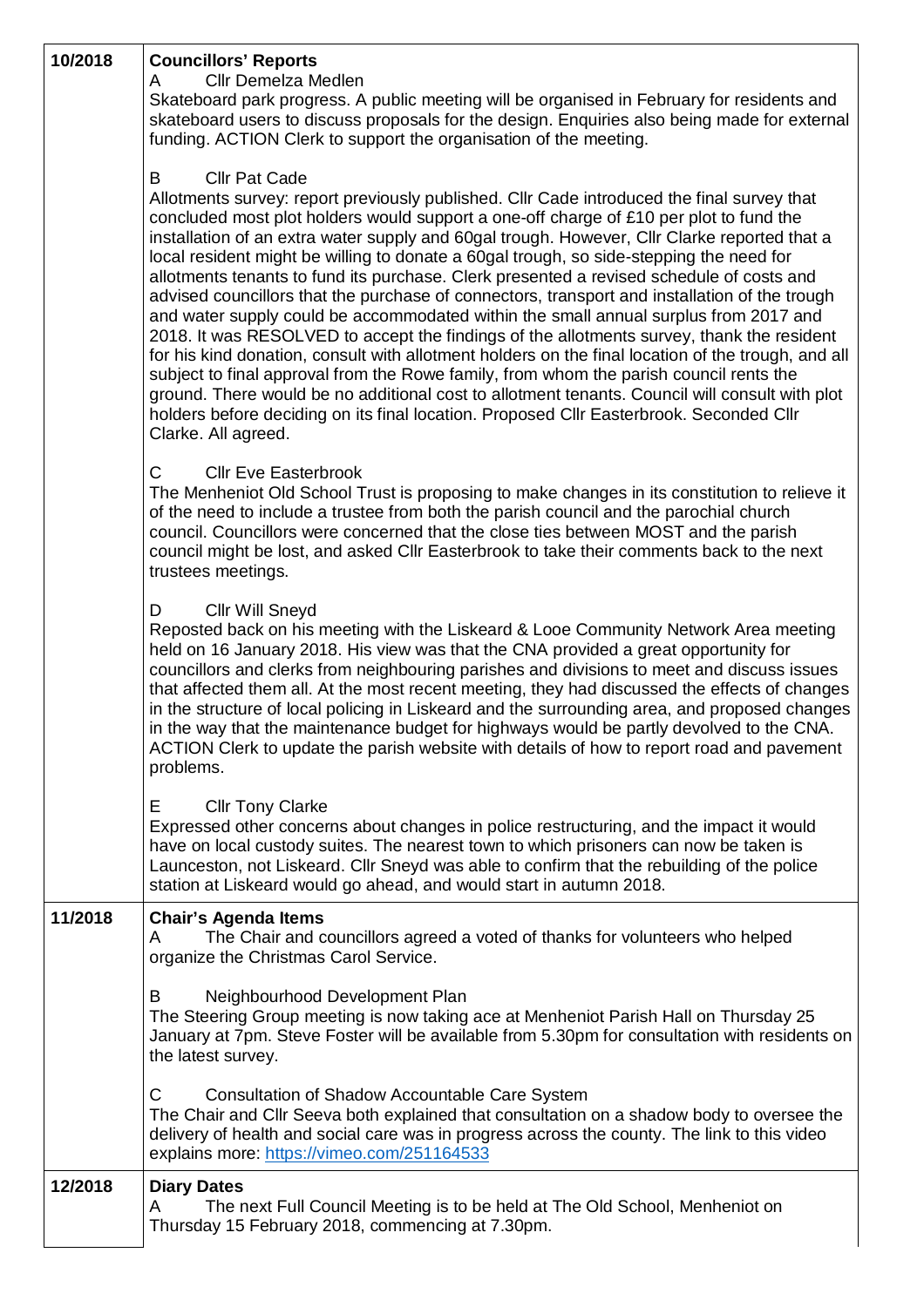| | |
|---|---|
| **10/2018** | **Councillors' Reports**<br>A Cllr Demelza Medlen<br>Skateboard park progress. A public meeting will be organised in February for residents and skateboard users to discuss proposals for the design. Enquiries also being made for external funding. ACTION Clerk to support the organisation of the meeting.<br><br>B Cllr Pat Cade<br>Allotments survey: report previously published. Cllr Cade introduced the final survey that concluded most plot holders would support a one-off charge of £10 per plot to fund the installation of an extra water supply and 60gal trough. However, Cllr Clarke reported that a local resident might be willing to donate a 60gal trough, so side-stepping the need for allotments tenants to fund its purchase. Clerk presented a revised schedule of costs and advised councillors that the purchase of connectors, transport and installation of the trough and water supply could be accommodated within the small annual surplus from 2017 and 2018. It was RESOLVED to accept the findings of the allotments survey, thank the resident for his kind donation, consult with allotment holders on the final location of the trough, and all subject to final approval from the Rowe family, from whom the parish council rents the ground. There would be no additional cost to allotment tenants. Council will consult with plot holders before deciding on its final location. Proposed Cllr Easterbrook. Seconded Cllr Clarke. All agreed.<br><br>C Cllr Eve Easterbrook<br>The Menheniot Old School Trust is proposing to make changes in its constitution to relieve it of the need to include a trustee from both the parish council and the parochial church council. Councillors were concerned that the close ties between MOST and the parish council might be lost, and asked Cllr Easterbrook to take their comments back to the next trustees meetings.<br><br>D Cllr Will Sneyd<br>Reposted back on his meeting with the Liskeard & Looe Community Network Area meeting held on 16 January 2018. His view was that the CNA provided a great opportunity for councillors and clerks from neighbouring parishes and divisions to meet and discuss issues that affected them all. At the most recent meeting, they had discussed the effects of changes in the structure of local policing in Liskeard and the surrounding area, and proposed changes in the way that the maintenance budget for highways would be partly devolved to the CNA. ACTION Clerk to update the parish website with details of how to report road and pavement problems.<br><br>E Cllr Tony Clarke<br>Expressed other concerns about changes in police restructuring, and the impact it would have on local custody suites. The nearest town to which prisoners can now be taken is Launceston, not Liskeard. Cllr Sneyd was able to confirm that the rebuilding of the police station at Liskeard would go ahead, and would start in autumn 2018. |
| **11/2018** | **Chair's Agenda Items**<br>A The Chair and councillors agreed a voted of thanks for volunteers who helped organize the Christmas Carol Service.<br><br>B Neighbourhood Development Plan<br>The Steering Group meeting is now taking ace at Menheniot Parish Hall on Thursday 25 January at 7pm. Steve Foster will be available from 5.30pm for consultation with residents on the latest survey.<br><br>C Consultation of Shadow Accountable Care System<br>The Chair and Cllr Seeva both explained that consultation on a shadow body to oversee the delivery of health and social care was in progress across the county. The link to this video explains more: https://vimeo.com/251164533 |
| **12/2018** | **Diary Dates**<br>A The next Full Council Meeting is to be held at The Old School, Menheniot on Thursday 15 February 2018, commencing at 7.30pm. |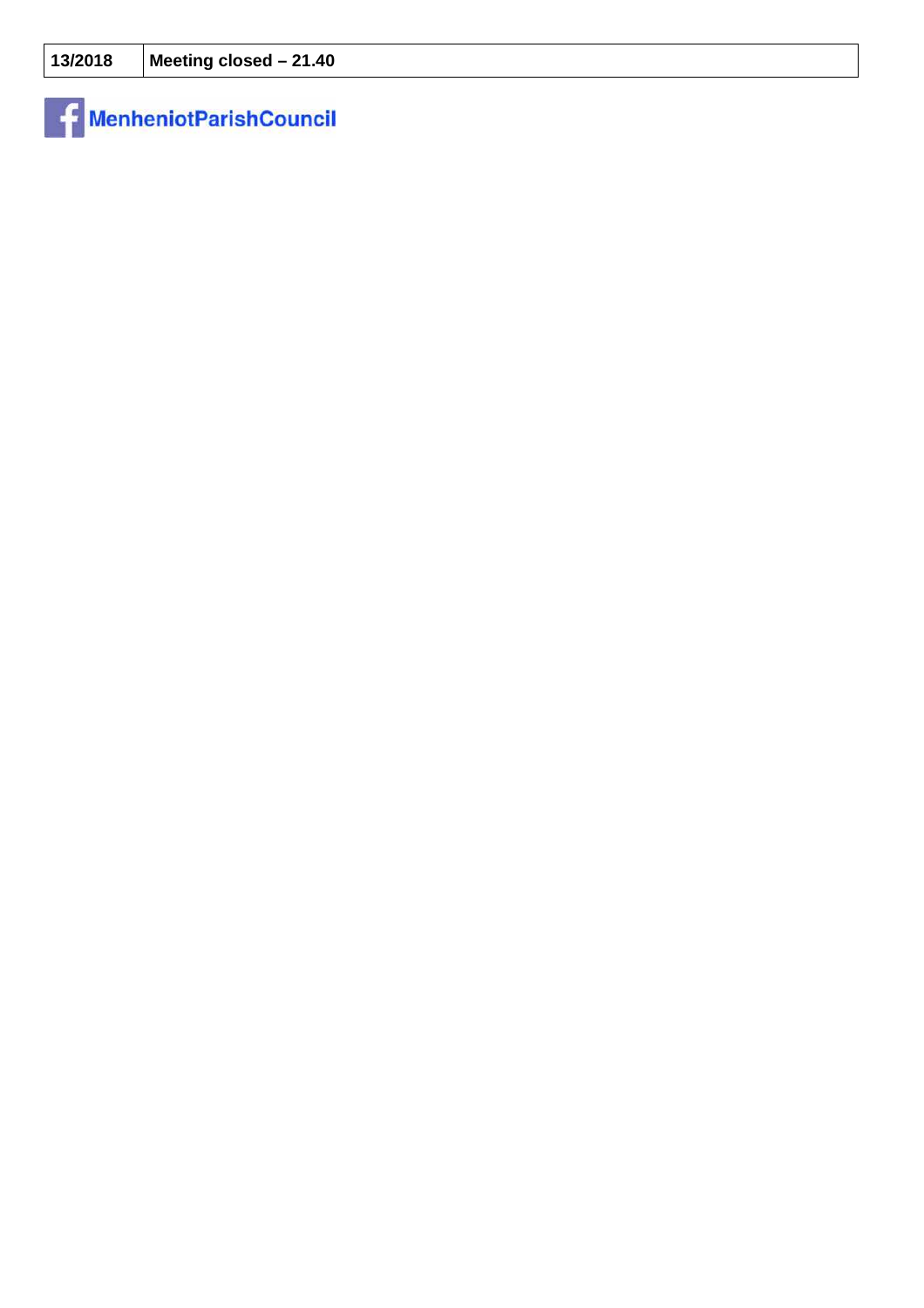| | |
|---|---|
| **13/2018** | **Meeting closed – 21.40** |

MenheniotParishCouncil